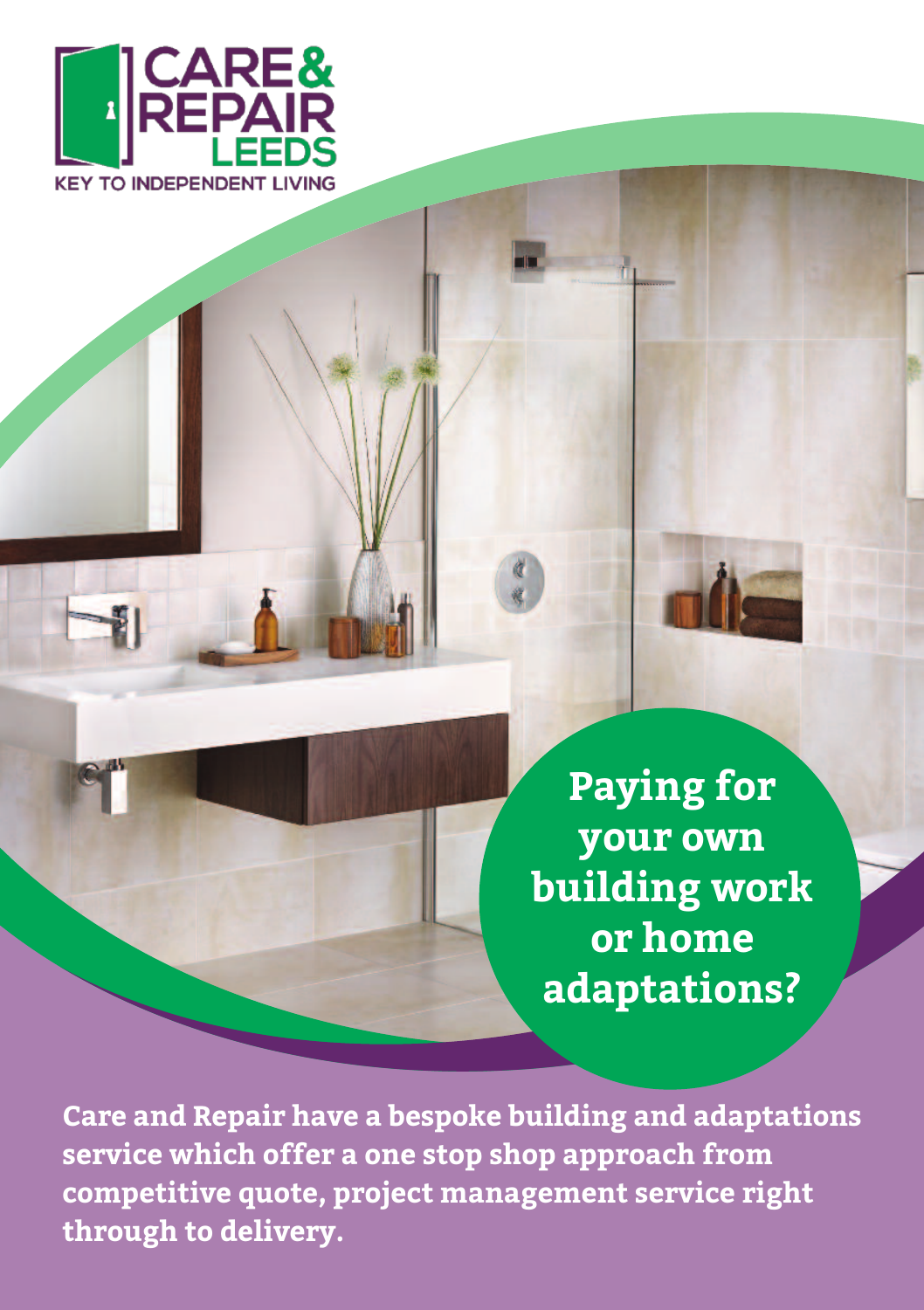CARE & REPAIR LEEDS

KEY TO INDEPENDENT LIVING

# Paying for your own building work or home adaptations?

**Care and Repair have a bespoke building and adaptations service which offer a one stop shop approach from competitive quote, project management service right through to delivery.**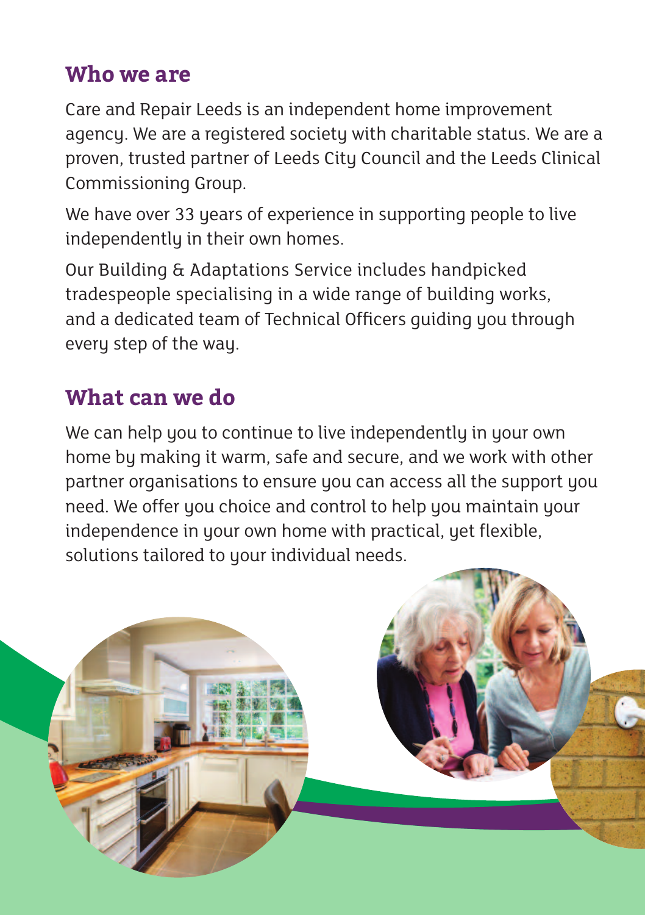## Who we are

Care and Repair Leeds is an independent home improvement agency. We are a registered society with charitable status. We are a proven, trusted partner of Leeds City Council and the Leeds Clinical Commissioning Group.

We have over 33 years of experience in supporting people to live independently in their own homes.

Our Building & Adaptations Service includes handpicked tradespeople specialising in a wide range of building works, and a dedicated team of Technical Officers guiding you through every step of the way.

## What can we do

We can help you to continue to live independently in your own home by making it warm, safe and secure, and we work with other partner organisations to ensure you can access all the support you need. We offer you choice and control to help you maintain your independence in your own home with practical, yet flexible, solutions tailored to your individual needs.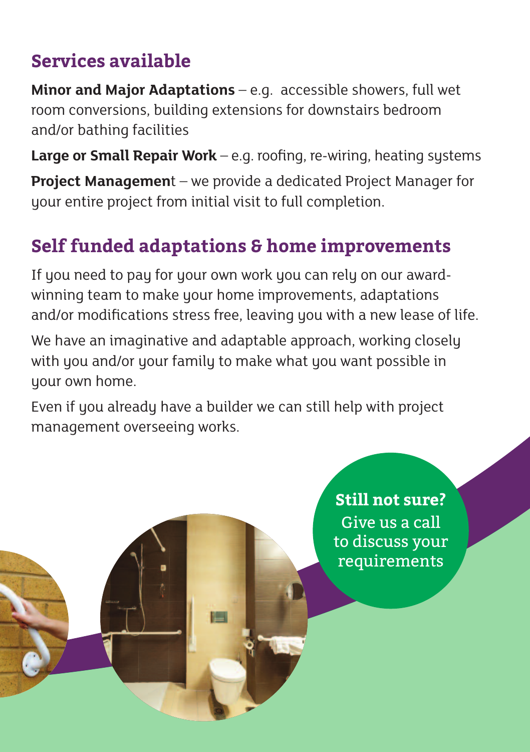## Services available

**Minor and Major Adaptations** – e.g. accessible showers, full wet room conversions, building extensions for downstairs bedroom and/or bathing facilities

**Large or Small Repair Work** – e.g. roofing, re-wiring, heating systems

**Project Managemen**t – we provide a dedicated Project Manager for your entire project from initial visit to full completion.

## Self funded adaptations & home improvements

If you need to pay for your own work you can rely on our award-winning team to make your home improvements, adaptations and/or modifications stress free, leaving you with a new lease of life.

We have an imaginative and adaptable approach, working closely with you and/or your family to make what you want possible in your own home.

Even if you already have a builder we can still help with project management overseeing works.

**Still not sure?**
Give us a call to discuss your requirements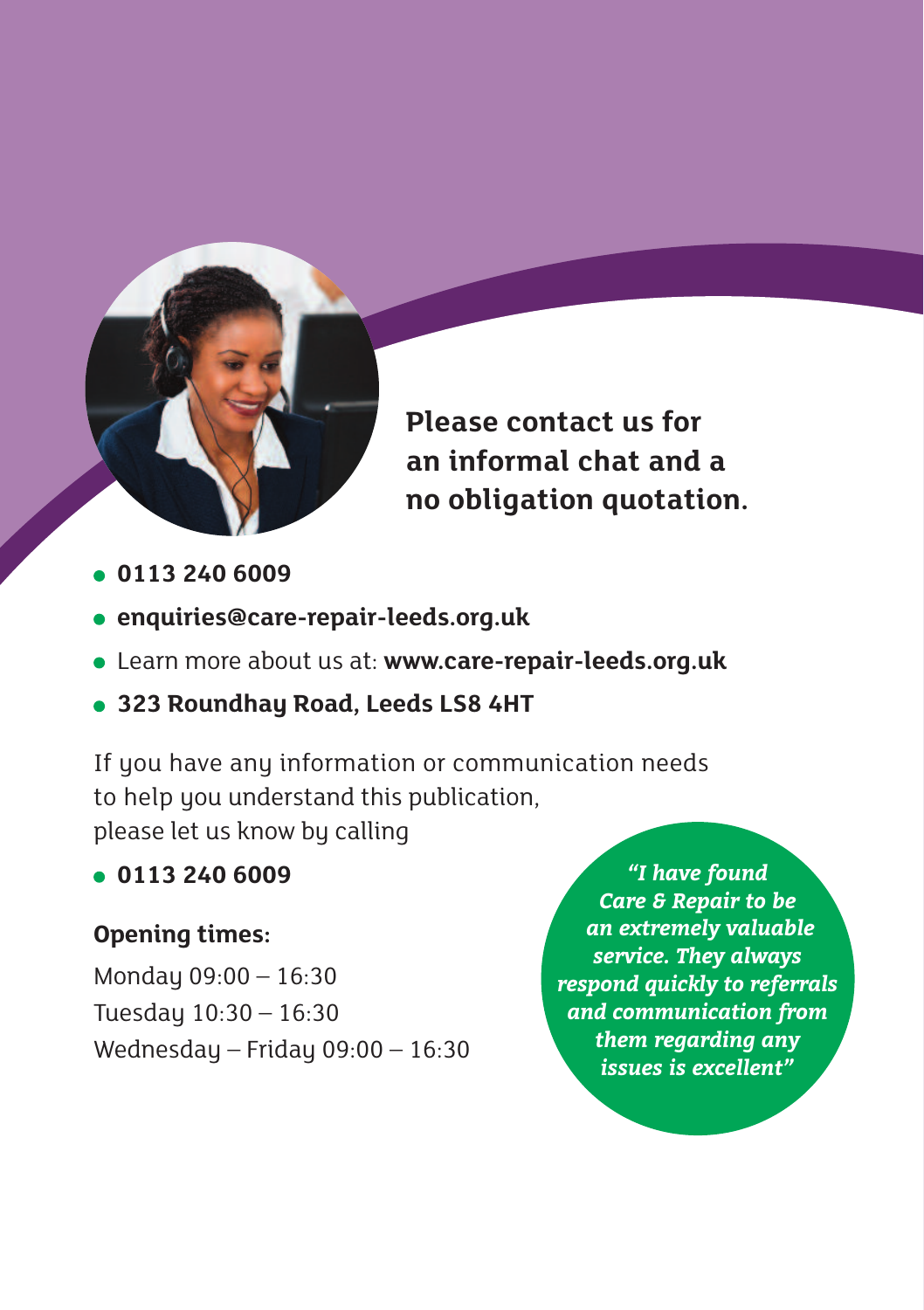**Please contact us for an informal chat and a no obligation quotation.**

- **0113 240 6009**
- **enquiries@care-repair-leeds.org.uk**
- Learn more about us at: **www.care-repair-leeds.org.uk**
- **323 Roundhay Road, Leeds LS8 4HT**

If you have any information or communication needs to help you understand this publication, please let us know by calling

- **0113 240 6009**

**Opening times:**

Monday 09:00 – 16:30
Tuesday 10:30 – 16:30
Wednesday – Friday 09:00 – 16:30

***"I have found Care & Repair to be an extremely valuable service. They always respond quickly to referrals and communication from them regarding any issues is excellent"***